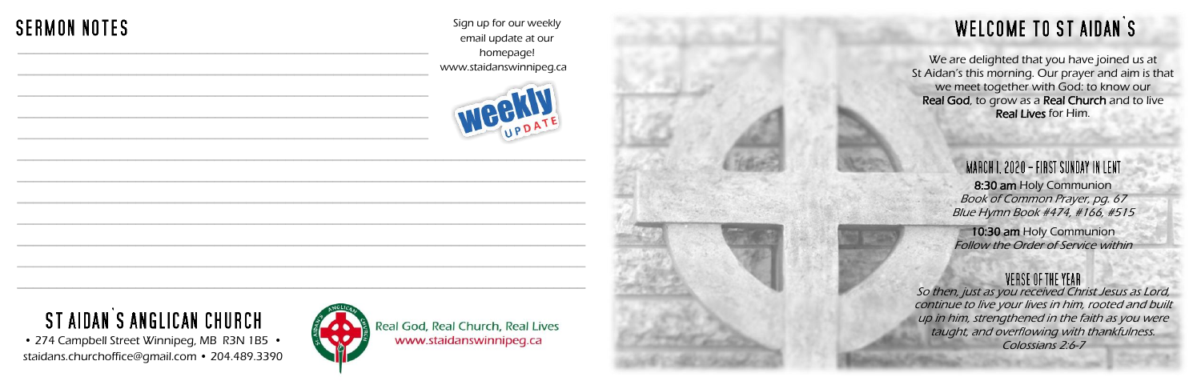## SERMON NOTES

Sign up for our weekly email update at our homepage!
www.staidanswinnipeg.ca

weekly UPDATE

# ST AIDAN'S ANGLICAN CHURCH

• 274 Campbell Street Winnipeg, MB R3N 1B5 •
staidans.churchoffice@gmail.com • 204.489.3390

Real God, Real Church, Real Lives
www.staidanswinnipeg.ca

# WELCOME TO ST AIDAN'S

We are delighted that you have joined us at St Aidan's this morning. Our prayer and aim is that we meet together with God: to know our **Real God**, to grow as a **Real Church** and to live **Real Lives** for Him.

## MARCH 1, 2020 – FIRST SUNDAY IN LENT

**8:30 am** Holy Communion
*Book of Common Prayer, pg. 67*
*Blue Hymn Book #474, #166, #515*

**10:30 am** Holy Communion
*Follow the Order of Service within*

## VERSE OF THE YEAR

*So then, just as you received Christ Jesus as Lord, continue to live your lives in him, rooted and built up in him, strengthened in the faith as you were taught, and overflowing with thankfulness.*
*Colossians 2:6-7*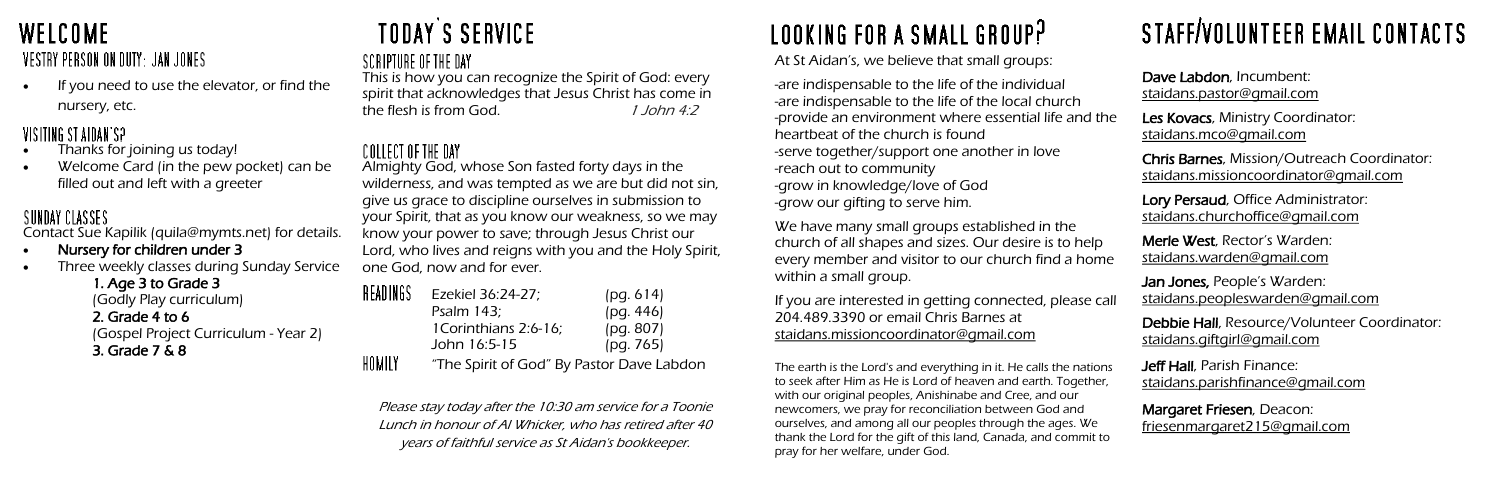# WELCOME

## VESTRY PERSON ON DUTY: JAN JONES

- If you need to use the elevator, or find the nursery, etc.

## VISITING ST AIDAN'S?

- Thanks for joining us today!
- Welcome Card (in the pew pocket) can be filled out and left with a greeter

## SUNDAY CLASSES

Contact Sue Kapilik (quila@mymts.net) for details.

- **Nursery for children under 3**
- Three weekly classes during Sunday Service
  - **1. Age 3 to Grade 3**
    (Godly Play curriculum)
  - **2. Grade 4 to 6**
    (Gospel Project Curriculum - Year 2)
  - **3. Grade 7 & 8**

# TODAY'S SERVICE

## SCRIPTURE OF THE DAY

This is how you can recognize the Spirit of God: every spirit that acknowledges that Jesus Christ has come in the flesh is from God. *1 John 4:2*

## COLLECT OF THE DAY

Almighty God, whose Son fasted forty days in the wilderness, and was tempted as we are but did not sin, give us grace to discipline ourselves in submission to your Spirit, that as you know our weakness, so we may know your power to save; through Jesus Christ our Lord, who lives and reigns with you and the Holy Spirit, one God, now and for ever.

| | | |
|---|---|---|
| READINGS | Ezekiel 36:24-27; | (pg. 614) |
| | Psalm 143; | (pg. 446) |
| | 1Corinthians 2:6-16; | (pg. 807) |
| | John 16:5-15 | (pg. 765) |
| HOMILY | "The Spirit of God" By Pastor Dave Labdon | |

*Please stay today after the 10:30 am service for a Toonie Lunch in honour of Al Whicker, who has retired after 40 years of faithful service as St Aidan's bookkeeper.*

# LOOKING FOR A SMALL GROUP?

At St Aidan's, we believe that small groups:

-are indispensable to the life of the individual
-are indispensable to the life of the local church
-provide an environment where essential life and the heartbeat of the church is found
-serve together/support one another in love
-reach out to community
-grow in knowledge/love of God
-grow our gifting to serve him.

We have many small groups established in the church of all shapes and sizes. Our desire is to help every member and visitor to our church find a home within a small group.

If you are interested in getting connected, please call 204.489.3390 or email Chris Barnes at staidans.missioncoordinator@gmail.com

The earth is the Lord's and everything in it. He calls the nations to seek after Him as He is Lord of heaven and earth. Together, with our original peoples, Anishinabe and Cree, and our newcomers, we pray for reconciliation between God and ourselves, and among all our peoples through the ages. We thank the Lord for the gift of this land, Canada, and commit to pray for her welfare, under God.

# STAFF/VOLUNTEER EMAIL CONTACTS

**Dave Labdon**, Incumbent:
staidans.pastor@gmail.com

**Les Kovacs**, Ministry Coordinator:
staidans.mco@gmail.com

**Chris Barnes**, Mission/Outreach Coordinator:
staidans.missioncoordinator@gmail.com

**Lory Persaud**, Office Administrator:
staidans.churchoffice@gmail.com

**Merle West**, Rector's Warden:
staidans.warden@gmail.com

**Jan Jones,** People's Warden:
staidans.peopleswarden@gmail.com

**Debbie Hall**, Resource/Volunteer Coordinator:
staidans.giftgirl@gmail.com

**Jeff Hall**, Parish Finance:
staidans.parishfinance@gmail.com

**Margaret Friesen**, Deacon:
friesenmargaret215@gmail.com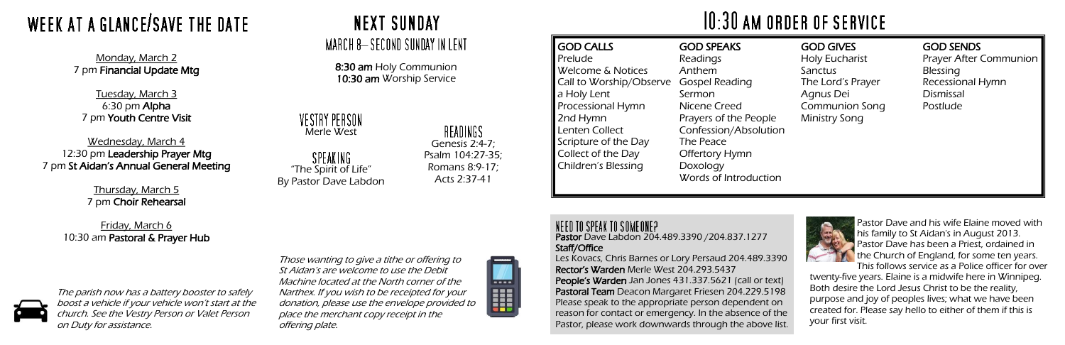# WEEK AT A GLANCE/SAVE THE DATE

Monday, March 2
7 pm **Financial Update Mtg**

Tuesday, March 3
6:30 pm **Alpha**
7 pm **Youth Centre Visit**

Wednesday, March 4
12:30 pm **Leadership Prayer Mtg**
7 pm **St Aidan's Annual General Meeting**

Thursday, March 5
7 pm **Choir Rehearsal**

Friday, March 6
10:30 am **Pastoral & Prayer Hub**

*The parish now has a battery booster to safely boost a vehicle if your vehicle won't start at the church. See the Vestry Person or Valet Person on Duty for assistance.*

# NEXT SUNDAY

## MARCH 8– SECOND SUNDAY IN LENT

**8:30 am** Holy Communion
**10:30 am** Worship Service

### VESTRY PERSON

Merle West

### SPEAKING

"The Spirit of Life"
By Pastor Dave Labdon

### READINGS

Genesis 2:4-7;
Psalm 104:27-35;
Romans 8:9-17;
Acts 2:37-41

*Those wanting to give a tithe or offering to St Aidan's are welcome to use the Debit Machine located at the North corner of the Narthex. If you wish to be receipted for your donation, please use the envelope provided to place the merchant copy receipt in the offering plate.*

# 10:30 AM ORDER OF SERVICE

**GOD CALLS**
- Prelude
- Welcome & Notices
- Call to Worship/Observe a Holy Lent
- Processional Hymn
- 2nd Hymn
- Lenten Collect
- Scripture of the Day
- Collect of the Day
- Children's Blessing

**GOD SPEAKS**
- Readings
- Anthem
- Gospel Reading
- Sermon
- Nicene Creed
- Prayers of the People
- Confession/Absolution
- The Peace
- Offertory Hymn
- Doxology
- Words of Introduction

**GOD GIVES**
- Holy Eucharist
- Sanctus
- The Lord's Prayer
- Agnus Dei
- Communion Song
- Ministry Song

**GOD SENDS**
- Prayer After Communion
- Blessing
- Recessional Hymn
- Dismissal
- Postlude

## NEED TO SPEAK TO SOMEONE?

**Pastor** Dave Labdon 204.489.3390 /204.837.1277
**Staff/Office**
Les Kovacs, Chris Barnes or Lory Persaud 204.489.3390
**Rector's Warden** Merle West 204.293.5437
**People's Warden** Jan Jones 431.337.5621 (call or text)
**Pastoral Team** Deacon Margaret Friesen 204.229.5198
Please speak to the appropriate person dependent on reason for contact or emergency. In the absence of the Pastor, please work downwards through the above list.

Pastor Dave and his wife Elaine moved with his family to St Aidan's in August 2013. Pastor Dave has been a Priest, ordained in the Church of England, for some ten years. This follows service as a Police officer for over twenty-five years. Elaine is a midwife here in Winnipeg. Both desire the Lord Jesus Christ to be the reality, purpose and joy of peoples lives; what we have been created for. Please say hello to either of them if this is your first visit.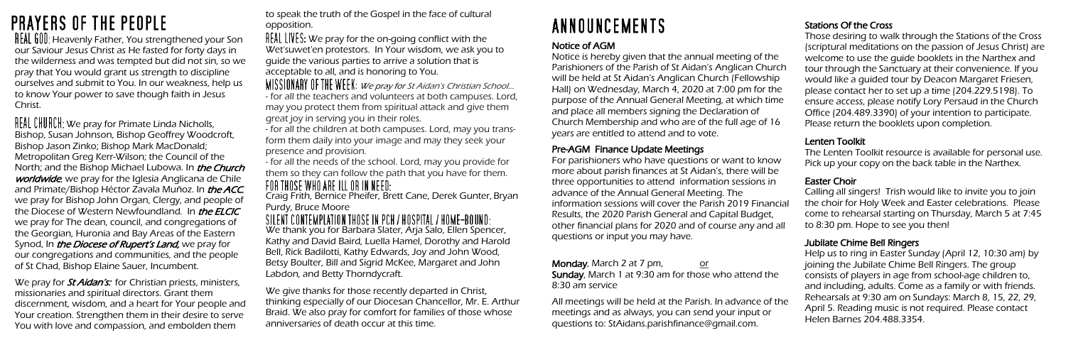# PRAYERS OF THE PEOPLE

**REAL GOD:** Heavenly Father, You strengthened your Son our Saviour Jesus Christ as He fasted for forty days in the wilderness and was tempted but did not sin, so we pray that You would grant us strength to discipline ourselves and submit to You. In our weakness, help us to know Your power to save though faith in Jesus Christ.

**REAL CHURCH:** We pray for Primate Linda Nicholls, Bishop, Susan Johnson, Bishop Geoffrey Woodcroft, Bishop Jason Zinko; Bishop Mark MacDonald; Metropolitan Greg Kerr-Wilson; the Council of the North; and the Bishop Michael Lubowa. In ***the Church worldwide***, we pray for the Iglesia Anglicana de Chile and Primate/Bishop Héctor Zavala Muñoz. In ***the ACC***, we pray for Bishop John Organ, Clergy, and people of the Diocese of Western Newfoundland. In ***the ELCIC*** we pray for The dean, council, and congregations of the Georgian, Huronia and Bay Areas of the Eastern Synod**.** In ***the Diocese of Rupert's Land,*** we pray for our congregations and communities, and the people of St Chad, Bishop Elaine Sauer, Incumbent.

We pray for ***St Aidan's:*** for Christian priests, ministers, missionaries and spiritual directors. Grant them discernment, wisdom, and a heart for Your people and Your creation. Strengthen them in their desire to serve You with love and compassion, and embolden them to speak the truth of the Gospel in the face of cultural opposition.

**REAL LIVES:** We pray for the on-going conflict with the Wet'suwet'en protestors. In Your wisdom, we ask you to guide the various parties to arrive a solution that is acceptable to all, and is honoring to You.

**MISSIONARY OF THE WEEK:** *We pray for St Aidan's Christian School…*
- for all the teachers and volunteers at both campuses. Lord, may you protect them from spiritual attack and give them great joy in serving you in their roles.
- for all the children at both campuses. Lord, may you transform them daily into your image and may they seek your presence and provision.
- for all the needs of the school. Lord, may you provide for them so they can follow the path that you have for them.

**FOR THOSE WHO ARE ILL OR IN NEED:**
Craig Frith, Bernice Pheifer, Brett Cane, Derek Gunter, Bryan Purdy, Bruce Moore

**SILENT CONTEMPLATION THOSE IN PCH / HOSPITAL / HOME-BOUND:**
We thank you for Barbara Slater, Arja Salo, Ellen Spencer, Kathy and David Baird, Luella Hamel, Dorothy and Harold Bell, Rick Badilotti, Kathy Edwards, Joy and John Wood, Betsy Boulter, Bill and Sigrid McKee, Margaret and John Labdon, and Betty Thorndycraft.

We give thanks for those recently departed in Christ, thinking especially of our Diocesan Chancellor, Mr. E. Arthur Braid. We also pray for comfort for families of those whose anniversaries of death occur at this time.

# ANNOUNCEMENTS

## Notice of AGM

Notice is hereby given that the annual meeting of the Parishioners of the Parish of St Aidan's Anglican Church will be held at St Aidan's Anglican Church (Fellowship Hall) on Wednesday, March 4, 2020 at 7:00 pm for the purpose of the Annual General Meeting, at which time and place all members signing the Declaration of Church Membership and who are of the full age of 16 years are entitled to attend and to vote.

## Pre-AGM Finance Update Meetings

For parishioners who have questions or want to know more about parish finances at St Aidan's, there will be three opportunities to attend information sessions in advance of the Annual General Meeting. The information sessions will cover the Parish 2019 Financial Results, the 2020 Parish General and Capital Budget, other financial plans for 2020 and of course any and all questions or input you may have.

**Monday**, March 2 at 7 pm, <u>or</u>
**Sunday**, March 1 at 9:30 am for those who attend the 8:30 am service

All meetings will be held at the Parish. In advance of the meetings and as always, you can send your input or questions to: StAidans.parishfinance@gmail.com.

## Stations Of the Cross

Those desiring to walk through the Stations of the Cross (scriptural meditations on the passion of Jesus Christ) are welcome to use the guide booklets in the Narthex and tour through the Sanctuary at their convenience. If you would like a guided tour by Deacon Margaret Friesen, please contact her to set up a time (204.229.5198). To ensure access, please notify Lory Persaud in the Church Office (204.489.3390) of your intention to participate. Please return the booklets upon completion.

## Lenten Toolkit

The Lenten Toolkit resource is available for personal use. Pick up your copy on the back table in the Narthex.

## Easter Choir

Calling all singers! Trish would like to invite you to join the choir for Holy Week and Easter celebrations. Please come to rehearsal starting on Thursday, March 5 at 7:45 to 8:30 pm. Hope to see you then!

## Jubilate Chime Bell Ringers

Help us to ring in Easter Sunday (April 12, 10:30 am) by joining the Jubilate Chime Bell Ringers. The group consists of players in age from school-age children to, and including, adults. Come as a family or with friends. Rehearsals at 9:30 am on Sundays: March 8, 15, 22, 29, April 5. Reading music is not required. Please contact Helen Barnes 204.488.3354.